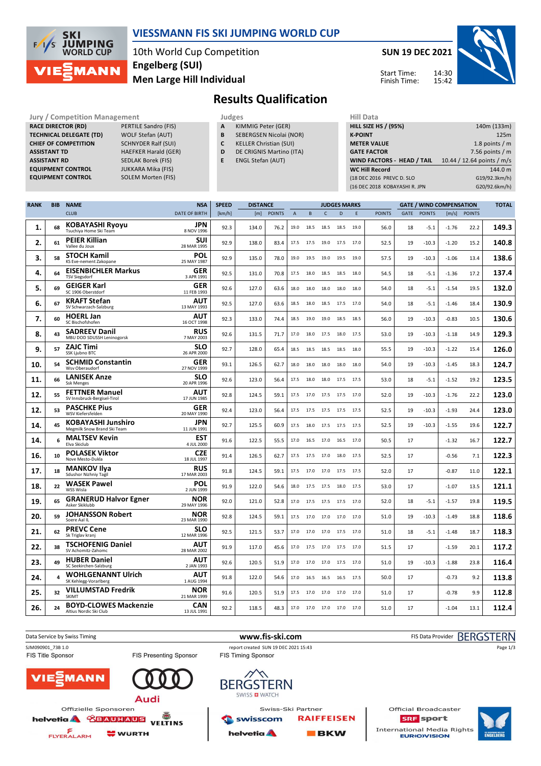# VIESSMANN FIS SKI JUMPING WORLD CUP

10th World Cup Competition
Engelberg (SUI)
Men Large Hill Individual

SUN 19 DEC 2021

Start Time: 14:30
Finish Time: 15:42

## Results Qualification

| Jury / Competition Management | |
|---|---|
| RACE DIRECTOR (RD) | PERTILE Sandro (FIS) |
| TECHNICAL DELEGATE (TD) | WOLF Stefan (AUT) |
| CHIEF OF COMPETITION | SCHNYDER Ralf (SUI) |
| ASSISTANT TD | HAEFKER Harald (GER) |
| ASSISTANT RD | SEDLAK Borek (FIS) |
| EQUIPMENT CONTROL | JUKKARA Mika (FIS) |
| EQUIPMENT CONTROL | SOLEM Morten (FIS) |

| Judges | |
|---|---|
| A | KIMMIG Peter (GER) |
| B | SEBERGSEN Nicolai (NOR) |
| C | KELLER Christian (SUI) |
| D | DE CRIGNIS Martino (ITA) |
| E | ENGL Stefan (AUT) |

| Hill Data | |
|---|---|
| HILL SIZE HS / (95%) | 140m (133m) |
| K-POINT | 125m |
| METER VALUE | 1.8 points / m |
| GATE FACTOR | 7.56 points / m |
| WIND FACTORS - HEAD / TAIL | 10.44 / 12.64 points / m/s |
| WC Hill Record | 144.0 m |
| (18 DEC 2016 PREVC D. SLO | G19/92.3km/h) |
| (16 DEC 2018 KOBAYASHI R. JPN | G20/92.6km/h) |

| RANK | BIB | NAME / CLUB | NSA / DATE OF BIRTH | SPEED [km/h] | DISTANCE [m] | DISTANCE POINTS | A | B | C | D | E | JUDGES POINTS | GATE | GATE POINTS | WIND [m/s] | WIND POINTS | TOTAL |
|---|---|---|---|---|---|---|---|---|---|---|---|---|---|---|---|---|---|
| 1. | 68 | KOBAYASHI Ryoyu / Tsuchiya Home Ski Team | JPN / 8 NOV 1996 | 92.3 | 134.0 | 76.2 | 19.0 | 18.5 | 18.5 | 18.5 | 19.0 | 56.0 | 18 | -5.1 | -1.76 | 22.2 | 149.3 |
| 2. | 61 | PEIER Killian / Vallee du Joux | SUI / 28 MAR 1995 | 92.9 | 138.0 | 83.4 | 17.5 | 17.5 | 19.0 | 17.5 | 17.0 | 52.5 | 19 | -10.3 | -1.20 | 15.2 | 140.8 |
| 3. | 58 | STOCH Kamil / KS Eve-nement Zakopane | POL / 25 MAY 1987 | 92.9 | 135.0 | 78.0 | 19.0 | 19.5 | 19.0 | 19.5 | 19.0 | 57.5 | 19 | -10.3 | -1.06 | 13.4 | 138.6 |
| 4. | 64 | EISENBICHLER Markus / TSV Siegsdorf | GER / 3 APR 1991 | 92.5 | 131.0 | 70.8 | 17.5 | 18.0 | 18.5 | 18.5 | 18.0 | 54.5 | 18 | -5.1 | -1.36 | 17.2 | 137.4 |
| 5. | 69 | GEIGER Karl / SC 1906 Oberstdorf | GER / 11 FEB 1993 | 92.6 | 127.0 | 63.6 | 18.0 | 18.0 | 18.0 | 18.0 | 18.0 | 54.0 | 18 | -5.1 | -1.54 | 19.5 | 132.0 |
| 6. | 67 | KRAFT Stefan / SV Schwarzach-Salzburg | AUT / 13 MAY 1993 | 92.5 | 127.0 | 63.6 | 18.5 | 18.0 | 18.5 | 17.5 | 17.0 | 54.0 | 18 | -5.1 | -1.46 | 18.4 | 130.9 |
| 7. | 60 | HOERL Jan / SC Bischofshofen | AUT / 16 OCT 1998 | 92.3 | 133.0 | 74.4 | 18.5 | 19.0 | 19.0 | 18.5 | 18.5 | 56.0 | 19 | -10.3 | -0.83 | 10.5 | 130.6 |
| 8. | 43 | SADREEV Danil / MBU DOD SDUSSH Leninogorsk | RUS / 7 MAY 2003 | 92.6 | 131.5 | 71.7 | 17.0 | 18.0 | 17.5 | 18.0 | 17.5 | 53.0 | 19 | -10.3 | -1.18 | 14.9 | 129.3 |
| 9. | 57 | ZAJC Timi / SSK Ljubno BTC | SLO / 26 APR 2000 | 92.7 | 128.0 | 65.4 | 18.5 | 18.5 | 18.5 | 18.5 | 18.0 | 55.5 | 19 | -10.3 | -1.22 | 15.4 | 126.0 |
| 10. | 54 | SCHMID Constantin / Wsv Oberaudorf | GER / 27 NOV 1999 | 93.1 | 126.5 | 62.7 | 18.0 | 18.0 | 18.0 | 18.0 | 18.0 | 54.0 | 19 | -10.3 | -1.45 | 18.3 | 124.7 |
| 11. | 66 | LANISEK Anze / Ssk Menges | SLO / 20 APR 1996 | 92.6 | 123.0 | 56.4 | 17.5 | 18.0 | 18.0 | 17.5 | 17.5 | 53.0 | 18 | -5.1 | -1.52 | 19.2 | 123.5 |
| 12. | 55 | FETTNER Manuel / SV Innsbruck-Bergisel-Tirol | AUT / 17 JUN 1985 | 92.8 | 124.5 | 59.1 | 17.5 | 17.0 | 17.5 | 17.5 | 17.0 | 52.0 | 19 | -10.3 | -1.76 | 22.2 | 123.0 |
| 12. | 53 | PASCHKE Pius / WSV Kiefersfelden | GER / 20 MAY 1990 | 92.4 | 123.0 | 56.4 | 17.5 | 17.5 | 17.5 | 17.5 | 17.5 | 52.5 | 19 | -10.3 | -1.93 | 24.4 | 123.0 |
| 14. | 45 | KOBAYASHI Junshiro / Megmilk Snow Brand Ski Team | JPN / 11 JUN 1991 | 92.7 | 125.5 | 60.9 | 17.5 | 18.0 | 17.5 | 17.5 | 17.5 | 52.5 | 19 | -10.3 | -1.55 | 19.6 | 122.7 |
| 14. | 6 | MALTSEV Kevin / Elva Skiclub | EST / 4 JUL 2000 | 91.6 | 122.5 | 55.5 | 17.0 | 16.5 | 17.0 | 16.5 | 17.0 | 50.5 | 17 | | -1.32 | 16.7 | 122.7 |
| 16. | 10 | POLASEK Viktor / Nove Mesto-Dukla | CZE / 18 JUL 1997 | 91.4 | 126.5 | 62.7 | 17.5 | 17.5 | 17.0 | 18.0 | 17.5 | 52.5 | 17 | | -0.56 | 7.1 | 122.3 |
| 17. | 18 | MANKOV Ilya / Sdushor Nizhniy Tagil | RUS / 17 MAR 2003 | 91.8 | 124.5 | 59.1 | 17.5 | 17.0 | 17.0 | 17.5 | 17.5 | 52.0 | 17 | | -0.87 | 11.0 | 122.1 |
| 18. | 22 | WASEK Pawel / WSS Wisla | POL / 2 JUN 1999 | 91.9 | 122.0 | 54.6 | 18.0 | 17.5 | 17.5 | 18.0 | 17.5 | 53.0 | 17 | | -1.07 | 13.5 | 121.1 |
| 19. | 65 | GRANERUD Halvor Egner / Asker Skiklubb | NOR / 29 MAY 1996 | 92.0 | 121.0 | 52.8 | 17.0 | 17.5 | 17.5 | 17.5 | 17.0 | 52.0 | 18 | -5.1 | -1.57 | 19.8 | 119.5 |
| 20. | 59 | JOHANSSON Robert / Soere Aal IL | NOR / 23 MAR 1990 | 92.8 | 124.5 | 59.1 | 17.5 | 17.0 | 17.0 | 17.0 | 17.0 | 51.0 | 19 | -10.3 | -1.49 | 18.8 | 118.6 |
| 21. | 62 | PREVC Cene / Sk Triglav kranj | SLO / 12 MAR 1996 | 92.5 | 121.5 | 53.7 | 17.0 | 17.0 | 17.0 | 17.5 | 17.0 | 51.0 | 18 | -5.1 | -1.48 | 18.7 | 118.3 |
| 22. | 38 | TSCHOFENIG Daniel / SV Achomitz-Zahomc | AUT / 28 MAR 2002 | 91.9 | 117.0 | 45.6 | 17.0 | 17.5 | 17.0 | 17.5 | 17.0 | 51.5 | 17 | | -1.59 | 20.1 | 117.2 |
| 23. | 49 | HUBER Daniel / SC Seekirchen-Salzburg | AUT / 2 JAN 1993 | 92.6 | 120.5 | 51.9 | 17.0 | 17.0 | 17.0 | 17.5 | 17.0 | 51.0 | 19 | -10.3 | -1.88 | 23.8 | 116.4 |
| 24. | 4 | WOHLGENANNT Ulrich / SK Kehlegg-Vorarlberg | AUT / 1 AUG 1994 | 91.8 | 122.0 | 54.6 | 17.0 | 16.5 | 16.5 | 16.5 | 17.5 | 50.0 | 17 | | -0.73 | 9.2 | 113.8 |
| 25. | 32 | VILLUMSTAD Fredrik / SKIMT | NOR / 21 MAR 1999 | 91.6 | 120.5 | 51.9 | 17.5 | 17.0 | 17.0 | 17.0 | 17.0 | 51.0 | 17 | | -0.78 | 9.9 | 112.8 |
| 26. | 24 | BOYD-CLOWES Mackenzie / Altius Nordic Ski Club | CAN / 13 JUL 1991 | 92.2 | 118.5 | 48.3 | 17.0 | 17.0 | 17.0 | 17.0 | 17.0 | 51.0 | 17 | | -1.04 | 13.1 | 112.4 |

Data Service by Swiss Timing — www.fis-ski.com — FIS Data Provider BERGSTERN

SJM090901_73B 1.0 — report created SUN 19 DEC 2021 15:43

FIS Title Sponsor: VIESSMANN — FIS Presenting Sponsor: Audi — FIS Timing Sponsor: BERGSTERN

Offizielle Sponsoren: helvetia, BAUHAUS, VELTINS, FLYERALARM, WÜRTH

Swiss-Ski Partner: swisscom, RAIFFEISEN, helvetia, BKW

Official Broadcaster: SRF sport — International Media Rights: EUROVISION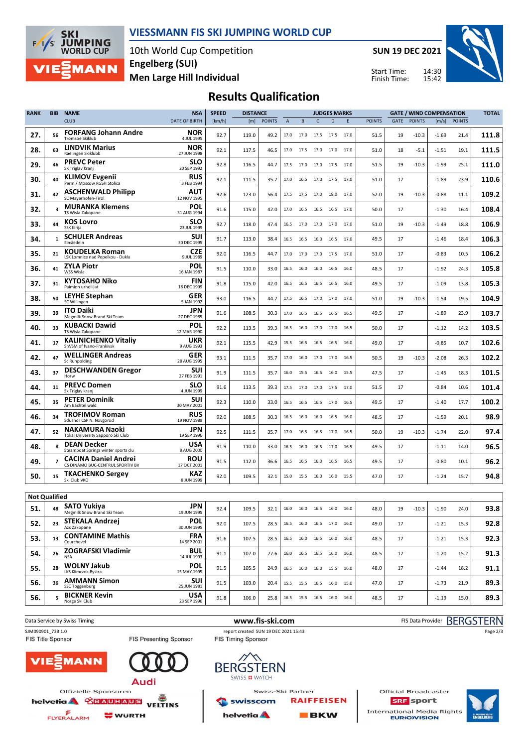# VIESSMANN FIS SKI JUMPING WORLD CUP

10th World Cup Competition
Engelberg (SUI)
Men Large Hill Individual

SUN 19 DEC 2021

Start Time: 14:30
Finish Time: 15:42

## Results Qualification

| RANK | BIB | NAME / CLUB | NSA / DATE OF BIRTH | SPEED [km/h] | DISTANCE [m] | DISTANCE POINTS | A | B | C | D | E | JUDGES POINTS | GATE | GATE POINTS | WIND [m/s] | WIND POINTS | TOTAL |
|---|---|---|---|---|---|---|---|---|---|---|---|---|---|---|---|---|---|
| 27. | 56 | FORFANG Johann Andre / Tromsoe Skiklub | NOR / 4 JUL 1995 | 92.7 | 119.0 | 49.2 | 17.0 | 17.0 | 17.5 | 17.5 | 17.0 | 51.5 | 19 | -10.3 | -1.69 | 21.4 | 111.8 |
| 28. | 63 | LINDVIK Marius / Raelingen Skiklubb | NOR / 27 JUN 1998 | 92.1 | 117.5 | 46.5 | 17.0 | 17.5 | 17.0 | 17.0 | 17.0 | 51.0 | 18 | -5.1 | -1.51 | 19.1 | 111.5 |
| 29. | 46 | PREVC Peter / SK Triglav Kranj | SLO / 20 SEP 1992 | 92.8 | 116.5 | 44.7 | 17.5 | 17.0 | 17.0 | 17.5 | 17.0 | 51.5 | 19 | -10.3 | -1.99 | 25.1 | 111.0 |
| 30. | 40 | KLIMOV Evgenii / Perm / Moscow RGSH Stolica | RUS / 3 FEB 1994 | 92.1 | 111.5 | 35.7 | 17.0 | 16.5 | 17.0 | 17.5 | 17.0 | 51.0 | 17 | | -1.89 | 23.9 | 110.6 |
| 31. | 42 | ASCHENWALD Philipp / SC Mayerhofen-Tirol | AUT / 12 NOV 1995 | 92.6 | 123.0 | 56.4 | 17.5 | 17.5 | 17.0 | 18.0 | 17.0 | 52.0 | 19 | -10.3 | -0.88 | 11.1 | 109.2 |
| 32. | 3 | MURANKA Klemens / TS Wisla Zakopane | POL / 31 AUG 1994 | 91.6 | 115.0 | 42.0 | 17.0 | 16.5 | 16.5 | 16.5 | 17.0 | 50.0 | 17 | | -1.30 | 16.4 | 108.4 |
| 33. | 44 | KOS Lovro / SSK Ilirija | SLO / 23 JUL 1999 | 92.7 | 118.0 | 47.4 | 16.5 | 17.0 | 17.0 | 17.0 | 17.0 | 51.0 | 19 | -10.3 | -1.49 | 18.8 | 106.9 |
| 34. | 1 | SCHULER Andreas / Einsiedeln | SUI / 30 DEC 1995 | 91.7 | 113.0 | 38.4 | 16.5 | 16.5 | 16.0 | 16.5 | 17.0 | 49.5 | 17 | | -1.46 | 18.4 | 106.3 |
| 35. | 21 | KOUDELKA Roman / LSK Lomnice nad Popelkou - Dukla | CZE / 9 JUL 1989 | 92.0 | 116.5 | 44.7 | 17.0 | 17.0 | 17.0 | 17.5 | 17.0 | 51.0 | 17 | | -0.83 | 10.5 | 106.2 |
| 36. | 41 | ZYLA Piotr / WSS Wisla | POL / 16 JAN 1987 | 91.5 | 110.0 | 33.0 | 16.5 | 16.0 | 16.0 | 16.5 | 16.0 | 48.5 | 17 | | -1.92 | 24.3 | 105.8 |
| 37. | 31 | KYTOSAHO Niko / Paimion urheilijat | FIN / 18 DEC 1999 | 91.8 | 115.0 | 42.0 | 16.5 | 16.5 | 16.5 | 16.5 | 16.0 | 49.5 | 17 | | -1.09 | 13.8 | 105.3 |
| 38. | 50 | LEYHE Stephan / SC Willingen | GER / 5 JAN 1992 | 93.0 | 116.5 | 44.7 | 17.5 | 16.5 | 17.0 | 17.0 | 17.0 | 51.0 | 19 | -10.3 | -1.54 | 19.5 | 104.9 |
| 39. | 39 | ITO Daiki / Megmilk Snow Brand Ski Team | JPN / 27 DEC 1985 | 91.6 | 108.5 | 30.3 | 17.0 | 16.5 | 16.5 | 16.5 | 16.5 | 49.5 | 17 | | -1.89 | 23.9 | 103.7 |
| 40. | 33 | KUBACKI Dawid / TS Wisla Zakopane | POL / 12 MAR 1990 | 92.2 | 113.5 | 39.3 | 16.5 | 16.0 | 17.0 | 17.0 | 16.5 | 50.0 | 17 | | -1.12 | 14.2 | 103.5 |
| 41. | 17 | KALINICHENKO Vitaliy / ShVSM of Ivano-Frankivsk | UKR / 9 AUG 1993 | 92.1 | 115.5 | 42.9 | 15.5 | 16.5 | 16.5 | 16.5 | 16.0 | 49.0 | 17 | | -0.85 | 10.7 | 102.6 |
| 42. | 47 | WELLINGER Andreas / Sc Ruhpolding | GER / 28 AUG 1995 | 93.1 | 111.5 | 35.7 | 17.0 | 16.0 | 17.0 | 17.0 | 16.5 | 50.5 | 19 | -10.3 | -2.08 | 26.3 | 102.2 |
| 43. | 37 | DESCHWANDEN Gregor / Horw | SUI / 27 FEB 1991 | 91.9 | 111.5 | 35.7 | 16.0 | 15.5 | 16.5 | 16.0 | 15.5 | 47.5 | 17 | | -1.45 | 18.3 | 101.5 |
| 44. | 11 | PREVC Domen / Sk Triglav kranj | SLO / 4 JUN 1999 | 91.6 | 113.5 | 39.3 | 17.5 | 17.0 | 17.0 | 17.5 | 17.0 | 51.5 | 17 | | -0.84 | 10.6 | 101.4 |
| 45. | 35 | PETER Dominik / Am Bachtel wald | SUI / 30 MAY 2001 | 92.3 | 110.0 | 33.0 | 16.5 | 16.5 | 16.5 | 17.0 | 16.5 | 49.5 | 17 | | -1.40 | 17.7 | 100.2 |
| 46. | 34 | TROFIMOV Roman / Sdushor CSP N. Novgorod | RUS / 19 NOV 1989 | 92.0 | 108.5 | 30.3 | 16.5 | 16.0 | 16.0 | 16.5 | 16.0 | 48.5 | 17 | | -1.59 | 20.1 | 98.9 |
| 47. | 52 | NAKAMURA Naoki / Tokai University Sapporo Ski Club | JPN / 19 SEP 1996 | 92.5 | 111.5 | 35.7 | 17.0 | 16.5 | 16.5 | 17.0 | 16.5 | 50.0 | 19 | -10.3 | -1.74 | 22.0 | 97.4 |
| 48. | 8 | DEAN Decker / Steamboat Springs winter sports clu | USA / 8 AUG 2000 | 91.9 | 110.0 | 33.0 | 16.5 | 16.0 | 16.5 | 17.0 | 16.5 | 49.5 | 17 | | -1.11 | 14.0 | 96.5 |
| 49. | 7 | CACINA Daniel Andrei / CS DINAMO BUC-CENTRUL SPORTIV BV | ROU / 17 OCT 2001 | 91.5 | 112.0 | 36.6 | 16.5 | 16.5 | 16.0 | 16.5 | 16.5 | 49.5 | 17 | | -0.80 | 10.1 | 96.2 |
| 50. | 15 | TKACHENKO Sergey / Ski Club VKO | KAZ / 8 JUN 1999 | 92.0 | 109.5 | 32.1 | 15.0 | 15.5 | 16.0 | 16.0 | 15.5 | 47.0 | 17 | | -1.24 | 15.7 | 94.8 |
| **Not Qualified** | | | | | | | | | | | | | | | | | |
| 51. | 48 | SATO Yukiya / Megmilk Snow Brand Ski Team | JPN / 19 JUN 1995 | 92.4 | 109.5 | 32.1 | 16.0 | 16.0 | 16.5 | 16.0 | 16.0 | 48.0 | 19 | -10.3 | -1.90 | 24.0 | 93.8 |
| 52. | 23 | STEKALA Andrzej / Azs Zakopane | POL / 30 JUN 1995 | 92.0 | 107.5 | 28.5 | 16.5 | 16.0 | 16.5 | 17.0 | 16.0 | 49.0 | 17 | | -1.21 | 15.3 | 92.8 |
| 53. | 13 | CONTAMINE Mathis / Courchevel | FRA / 14 SEP 2001 | 91.6 | 107.5 | 28.5 | 16.5 | 16.0 | 16.5 | 16.0 | 16.0 | 48.5 | 17 | | -1.21 | 15.3 | 92.3 |
| 54. | 26 | ZOGRAFSKI Vladimir / NSA | BUL / 14 JUL 1993 | 91.1 | 107.0 | 27.6 | 16.0 | 16.5 | 16.5 | 16.0 | 16.0 | 48.5 | 17 | | -1.20 | 15.2 | 91.3 |
| 55. | 28 | WOLNY Jakub / LKS Klimczok Bystra | POL / 15 MAY 1995 | 91.5 | 105.5 | 24.9 | 16.5 | 16.0 | 16.0 | 15.5 | 16.0 | 48.0 | 17 | | -1.44 | 18.2 | 91.1 |
| 56. | 36 | AMMANN Simon / SSC Toggenburg | SUI / 25 JUN 1981 | 91.5 | 103.0 | 20.4 | 15.5 | 15.5 | 16.5 | 16.0 | 15.0 | 47.0 | 17 | | -1.73 | 21.9 | 89.3 |
| 56. | 5 | BICKNER Kevin / Norge Ski Club | USA / 23 SEP 1996 | 91.8 | 106.0 | 25.8 | 16.5 | 15.5 | 16.5 | 16.0 | 16.0 | 48.5 | 17 | | -1.19 | 15.0 | 89.3 |

Data Service by Swiss Timing — www.fis-ski.com — FIS Data Provider BERGSTERN

SJM090901_73B 1.0 — report created SUN 19 DEC 2021 15:43

FIS Title Sponsor: VIESSMANN — FIS Presenting Sponsor: Audi — FIS Timing Sponsor: BERGSTERN SWISS WATCH

Offizielle Sponsoren: helvetia, BAUHAUS, VELTINS, FLYERALARM, WÜRTH

Swiss-Ski Partner: swisscom, RAIFFEISEN, helvetia, BKW

Official Broadcaster: SRF sport — International Media Rights: EUROVISION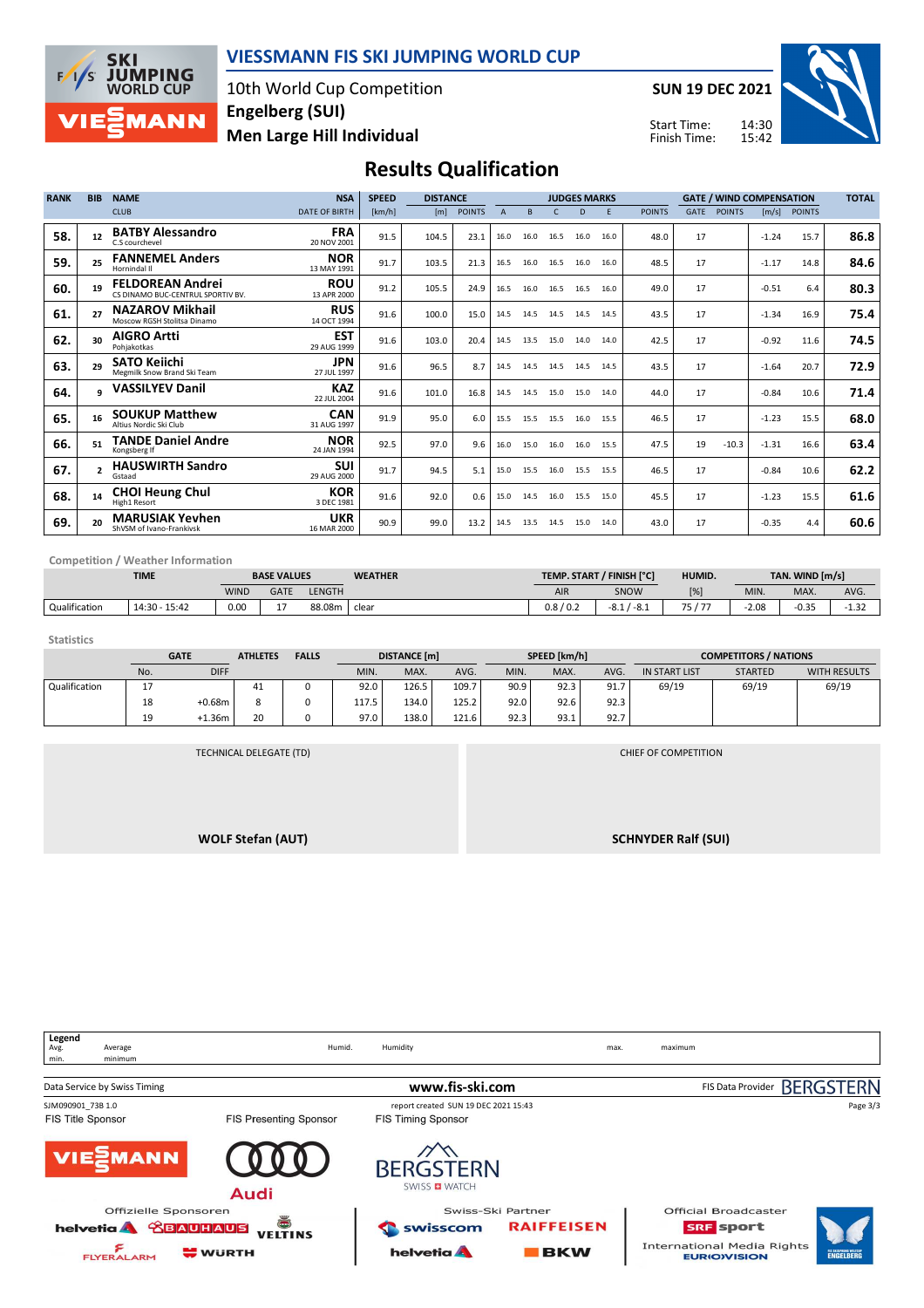# VIESSMANN FIS SKI JUMPING WORLD CUP

10th World Cup Competition
**Engelberg (SUI)**
**Men Large Hill Individual**

**SUN 19 DEC 2021**

Start Time: 14:30
Finish Time: 15:42

## Results Qualification

| RANK | BIB | NAME / CLUB | NSA / DATE OF BIRTH | SPEED [km/h] | DISTANCE [m] | DISTANCE POINTS | A | B | C | D | E | JUDGES POINTS | GATE | GATE POINTS | WIND [m/s] | WIND POINTS | TOTAL |
|---|---|---|---|---|---|---|---|---|---|---|---|---|---|---|---|---|---|
| 58. | 12 | **BATBY Alessandro** C.S courchevel | **FRA** 20 NOV 2001 | 91.5 | 104.5 | 23.1 | 16.0 | 16.0 | 16.5 | 16.0 | 16.0 | 48.0 | 17 | | -1.24 | 15.7 | **86.8** |
| 59. | 25 | **FANNEMEL Anders** Hornindal Il | **NOR** 13 MAY 1991 | 91.7 | 103.5 | 21.3 | 16.5 | 16.0 | 16.5 | 16.0 | 16.0 | 48.5 | 17 | | -1.17 | 14.8 | **84.6** |
| 60. | 19 | **FELDOREAN Andrei** CS DINAMO BUC-CENTRUL SPORTIV BV. | **ROU** 13 APR 2000 | 91.2 | 105.5 | 24.9 | 16.5 | 16.0 | 16.5 | 16.5 | 16.0 | 49.0 | 17 | | -0.51 | 6.4 | **80.3** |
| 61. | 27 | **NAZAROV Mikhail** Moscow RGSH Stolitsa Dinamo | **RUS** 14 OCT 1994 | 91.6 | 100.0 | 15.0 | 14.5 | 14.5 | 14.5 | 14.5 | 14.5 | 43.5 | 17 | | -1.34 | 16.9 | **75.4** |
| 62. | 30 | **AIGRO Artti** Pohjakotkas | **EST** 29 AUG 1999 | 91.6 | 103.0 | 20.4 | 14.5 | 13.5 | 15.0 | 14.0 | 14.0 | 42.5 | 17 | | -0.92 | 11.6 | **74.5** |
| 63. | 29 | **SATO Keiichi** Megmilk Snow Brand Ski Team | **JPN** 27 JUL 1997 | 91.6 | 96.5 | 8.7 | 14.5 | 14.5 | 14.5 | 14.5 | 14.5 | 43.5 | 17 | | -1.64 | 20.7 | **72.9** |
| 64. | 9 | **VASSILYEV Danil** | **KAZ** 22 JUL 2004 | 91.6 | 101.0 | 16.8 | 14.5 | 14.5 | 15.0 | 15.0 | 14.0 | 44.0 | 17 | | -0.84 | 10.6 | **71.4** |
| 65. | 16 | **SOUKUP Matthew** Altius Nordic Ski Club | **CAN** 31 AUG 1997 | 91.9 | 95.0 | 6.0 | 15.5 | 15.5 | 15.5 | 16.0 | 15.5 | 46.5 | 17 | | -1.23 | 15.5 | **68.0** |
| 66. | 51 | **TANDE Daniel Andre** Kongsberg If | **NOR** 24 JAN 1994 | 92.5 | 97.0 | 9.6 | 16.0 | 15.0 | 16.0 | 16.0 | 15.5 | 47.5 | 19 | -10.3 | -1.31 | 16.6 | **63.4** |
| 67. | 2 | **HAUSWIRTH Sandro** Gstaad | **SUI** 29 AUG 2000 | 91.7 | 94.5 | 5.1 | 15.0 | 15.5 | 16.0 | 15.5 | 15.5 | 46.5 | 17 | | -0.84 | 10.6 | **62.2** |
| 68. | 14 | **CHOI Heung Chul** High1 Resort | **KOR** 3 DEC 1981 | 91.6 | 92.0 | 0.6 | 15.0 | 14.5 | 16.0 | 15.5 | 15.0 | 45.5 | 17 | | -1.23 | 15.5 | **61.6** |
| 69. | 20 | **MARUSIAK Yevhen** ShVSM of Ivano-Frankivsk | **UKR** 16 MAR 2000 | 90.9 | 99.0 | 13.2 | 14.5 | 13.5 | 14.5 | 15.0 | 14.0 | 43.0 | 17 | | -0.35 | 4.4 | **60.6** |

### Competition / Weather Information

| | TIME | BASE VALUES WIND | BASE VALUES GATE | BASE VALUES LENGTH | WEATHER | TEMP. AIR [°C] | TEMP. SNOW [°C] | HUMID. [%] | TAN. WIND MIN. [m/s] | TAN. WIND MAX. [m/s] | TAN. WIND AVG. [m/s] |
|---|---|---|---|---|---|---|---|---|---|---|---|
| Qualification | 14:30 - 15:42 | 0.00 | 17 | 88.08m | clear | 0.8 / 0.2 | -8.1 / -8.1 | 75 / 77 | -2.08 | -0.35 | -1.32 |

### Statistics

| | GATE No. | GATE DIFF | ATHLETES | FALLS | DISTANCE MIN. [m] | DISTANCE MAX. [m] | DISTANCE AVG. [m] | SPEED MIN. [km/h] | SPEED MAX. [km/h] | SPEED AVG. [km/h] | IN START LIST | STARTED | WITH RESULTS |
|---|---|---|---|---|---|---|---|---|---|---|---|---|---|
| Qualification | 17 | | 41 | 0 | 92.0 | 126.5 | 109.7 | 90.9 | 92.3 | 91.7 | 69/19 | 69/19 | 69/19 |
| | 18 | +0.68m | 8 | 0 | 117.5 | 134.0 | 125.2 | 92.0 | 92.6 | 92.3 | | | |
| | 19 | +1.36m | 20 | 0 | 97.0 | 138.0 | 121.6 | 92.3 | 93.1 | 92.7 | | | |

TECHNICAL DELEGATE (TD): **WOLF Stefan (AUT)**

CHIEF OF COMPETITION: **SCHNYDER Ralf (SUI)**

**Legend**
Avg. Average
min. minimum
Humid. Humidity
max. maximum

Data Service by Swiss Timing — www.fis-ski.com — FIS Data Provider BERGSTERN

SJM090901_73B 1.0 — report created SUN 19 DEC 2021 15:43